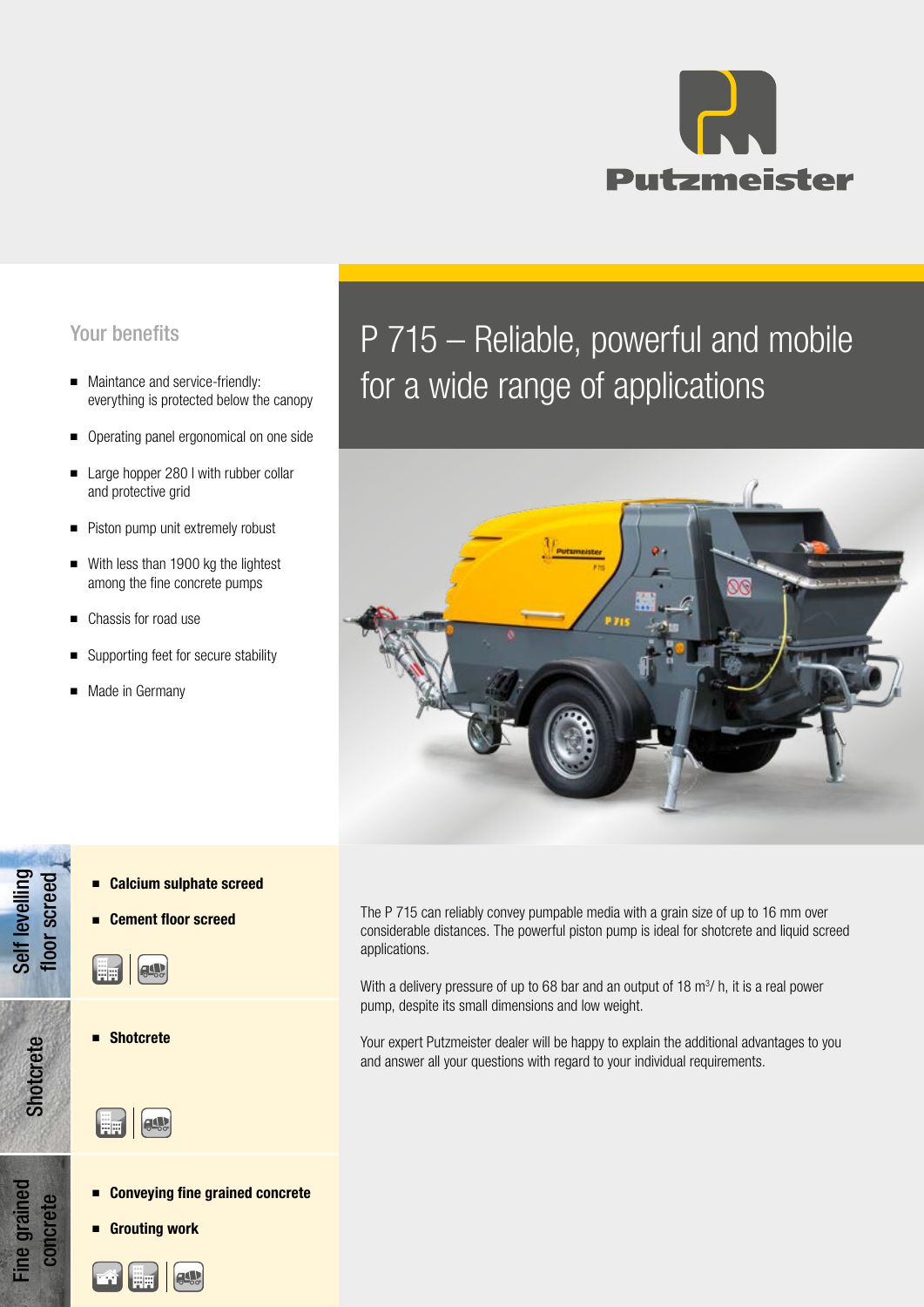Putzmeister

# P 715 – Reliable, powerful and mobile for a wide range of applications

## Your benefits

- Maintance and service-friendly: everything is protected below the canopy
- Operating panel ergonomical on one side
- Large hopper 280 l with rubber collar and protective grid
- Piston pump unit extremely robust
- With less than 1900 kg the lightest among the fine concrete pumps
- Chassis for road use
- Supporting feet for secure stability
- Made in Germany

### Self levelling floor screed

- **Calcium sulphate screed**
- **Cement floor screed**

### Shotcrete

- **Shotcrete**

### Fine grained concrete

- **Conveying fine grained concrete**
- **Grouting work**

The P 715 can reliably convey pumpable media with a grain size of up to 16 mm over considerable distances. The powerful piston pump is ideal for shotcrete and liquid screed applications.

With a delivery pressure of up to 68 bar and an output of 18 m$^3$/ h, it is a real power pump, despite its small dimensions and low weight.

Your expert Putzmeister dealer will be happy to explain the additional advantages to you and answer all your questions with regard to your individual requirements.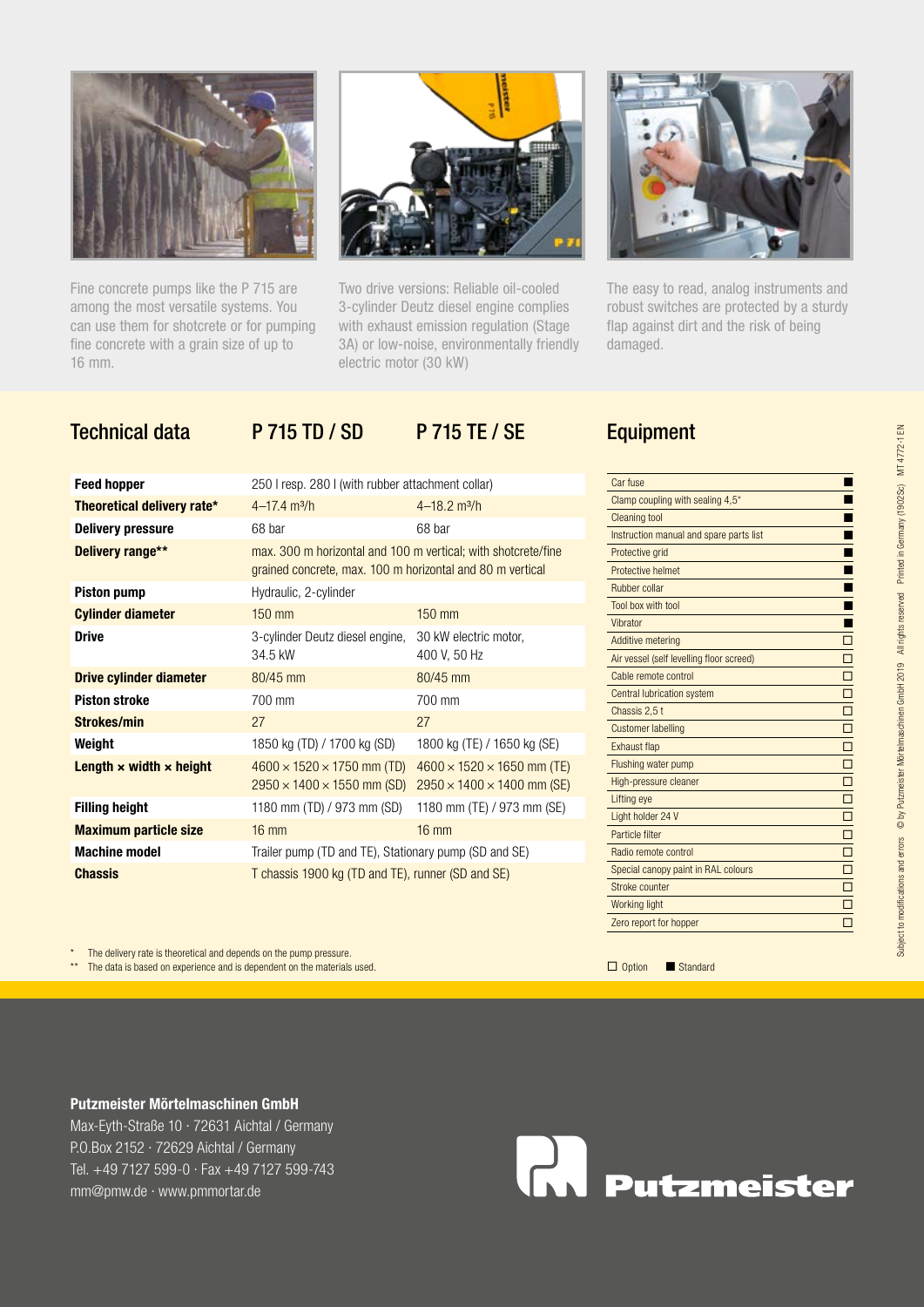Fine concrete pumps like the P 715 are among the most versatile systems. You can use them for shotcrete or for pumping fine concrete with a grain size of up to 16 mm.

Two drive versions: Reliable oil-cooled 3-cylinder Deutz diesel engine complies with exhaust emission regulation (Stage 3A) or low-noise, environmentally friendly electric motor (30 kW)

The easy to read, analog instruments and robust switches are protected by a sturdy flap against dirt and the risk of being damaged.

## Technical data

| Technical data | P 715 TD / SD | P 715 TE / SE |
|---|---|---|
| **Feed hopper** | 250 l resp. 280 l (with rubber attachment collar) | |
| **Theoretical delivery rate*** | 4–17.4 m³/h | 4–18.2 m³/h |
| **Delivery pressure** | 68 bar | 68 bar |
| **Delivery range**** | max. 300 m horizontal and 100 m vertical; with shotcrete/fine grained concrete, max. 100 m horizontal and 80 m vertical | |
| **Piston pump** | Hydraulic, 2-cylinder | |
| **Cylinder diameter** | 150 mm | 150 mm |
| **Drive** | 3-cylinder Deutz diesel engine, 34.5 kW | 30 kW electric motor, 400 V, 50 Hz |
| **Drive cylinder diameter** | 80/45 mm | 80/45 mm |
| **Piston stroke** | 700 mm | 700 mm |
| **Strokes/min** | 27 | 27 |
| **Weight** | 1850 kg (TD) / 1700 kg (SD) | 1800 kg (TE) / 1650 kg (SE) |
| **Length × width × height** | 4600 × 1520 × 1750 mm (TD) 2950 × 1400 × 1550 mm (SD) | 4600 × 1520 × 1650 mm (TE) 2950 × 1400 × 1400 mm (SE) |
| **Filling height** | 1180 mm (TD) / 973 mm (SD) | 1180 mm (TE) / 973 mm (SE) |
| **Maximum particle size** | 16 mm | 16 mm |
| **Machine model** | Trailer pump (TD and TE), Stationary pump (SD and SE) | |
| **Chassis** | T chassis 1900 kg (TD and TE), runner (SD and SE) | |

\* The delivery rate is theoretical and depends on the pump pressure.
\*\* The data is based on experience and is dependent on the materials used.

## Equipment

| Equipment | |
|---|---|
| Car fuse | ■ |
| Clamp coupling with sealing 4,5" | ■ |
| Cleaning tool | ■ |
| Instruction manual and spare parts list | ■ |
| Protective grid | ■ |
| Protective helmet | ■ |
| Rubber collar | ■ |
| Tool box with tool | ■ |
| Vibrator | ■ |
| Additive metering | □ |
| Air vessel (self levelling floor screed) | □ |
| Cable remote control | □ |
| Central lubrication system | □ |
| Chassis 2,5 t | □ |
| Customer labelling | □ |
| Exhaust flap | □ |
| Flushing water pump | □ |
| High-pressure cleaner | □ |
| Lifting eye | □ |
| Light holder 24 V | □ |
| Particle filter | □ |
| Radio remote control | □ |
| Special canopy paint in RAL colours | □ |
| Stroke counter | □ |
| Working light | □ |
| Zero report for hopper | □ |

□ Option ■ Standard

Subject to modifications and errors © by Putzmeister Mörtelmaschinen GmbH 2019 All rights reserved Printed in Germany (1902Sc) MT 4772-1 EN

**Putzmeister Mörtelmaschinen GmbH**
Max-Eyth-Straße 10 · 72631 Aichtal / Germany
P.O.Box 2152 · 72629 Aichtal / Germany
Tel. +49 7127 599-0 · Fax +49 7127 599-743
mm@pmw.de · www.pmmortar.de

Putzmeister